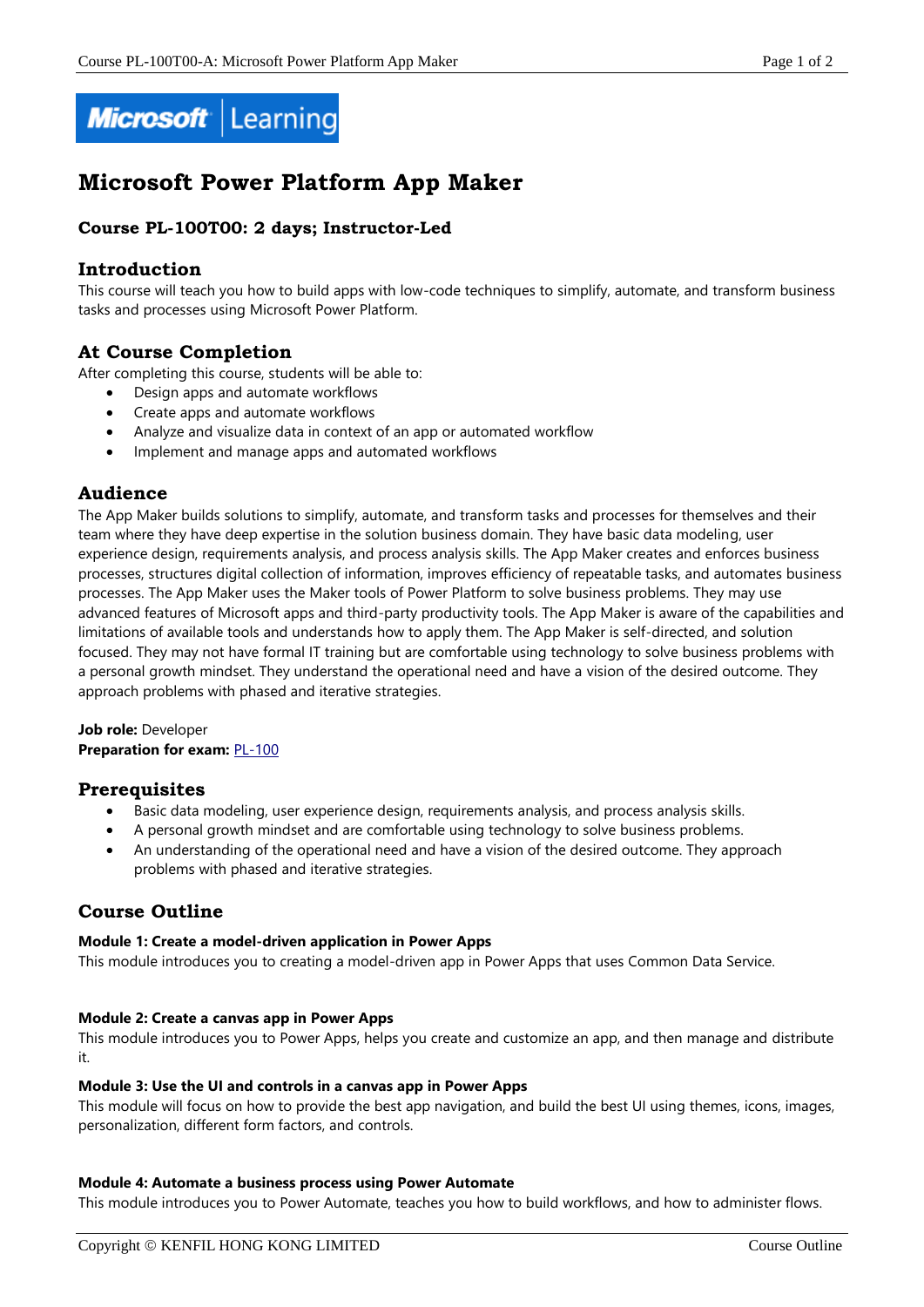Microsoft | Learning

# Microsoft Power Platform App Maker

### Course PL-100T00: 2 days; Instructor-Led

## Introduction

This course will teach you how to build apps with low-code techniques to simplify, automate, and transform business tasks and processes using Microsoft Power Platform.

## At Course Completion

After completing this course, students will be able to:

- Design apps and automate workflows
- Create apps and automate workflows
- Analyze and visualize data in context of an app or automated workflow
- Implement and manage apps and automated workflows

## Audience

The App Maker builds solutions to simplify, automate, and transform tasks and processes for themselves and their team where they have deep expertise in the solution business domain. They have basic data modeling, user experience design, requirements analysis, and process analysis skills. The App Maker creates and enforces business processes, structures digital collection of information, improves efficiency of repeatable tasks, and automates business processes. The App Maker uses the Maker tools of Power Platform to solve business problems. They may use advanced features of Microsoft apps and third-party productivity tools. The App Maker is aware of the capabilities and limitations of available tools and understands how to apply them. The App Maker is self-directed, and solution focused. They may not have formal IT training but are comfortable using technology to solve business problems with a personal growth mindset. They understand the operational need and have a vision of the desired outcome. They approach problems with phased and iterative strategies.

**Job role:** Developer
**Preparation for exam:** PL-100

## Prerequisites

- Basic data modeling, user experience design, requirements analysis, and process analysis skills.
- A personal growth mindset and are comfortable using technology to solve business problems.
- An understanding of the operational need and have a vision of the desired outcome. They approach problems with phased and iterative strategies.

## Course Outline

**Module 1: Create a model-driven application in Power Apps**
This module introduces you to creating a model-driven app in Power Apps that uses Common Data Service.

**Module 2: Create a canvas app in Power Apps**
This module introduces you to Power Apps, helps you create and customize an app, and then manage and distribute it.

**Module 3: Use the UI and controls in a canvas app in Power Apps**
This module will focus on how to provide the best app navigation, and build the best UI using themes, icons, images, personalization, different form factors, and controls.

**Module 4: Automate a business process using Power Automate**
This module introduces you to Power Automate, teaches you how to build workflows, and how to administer flows.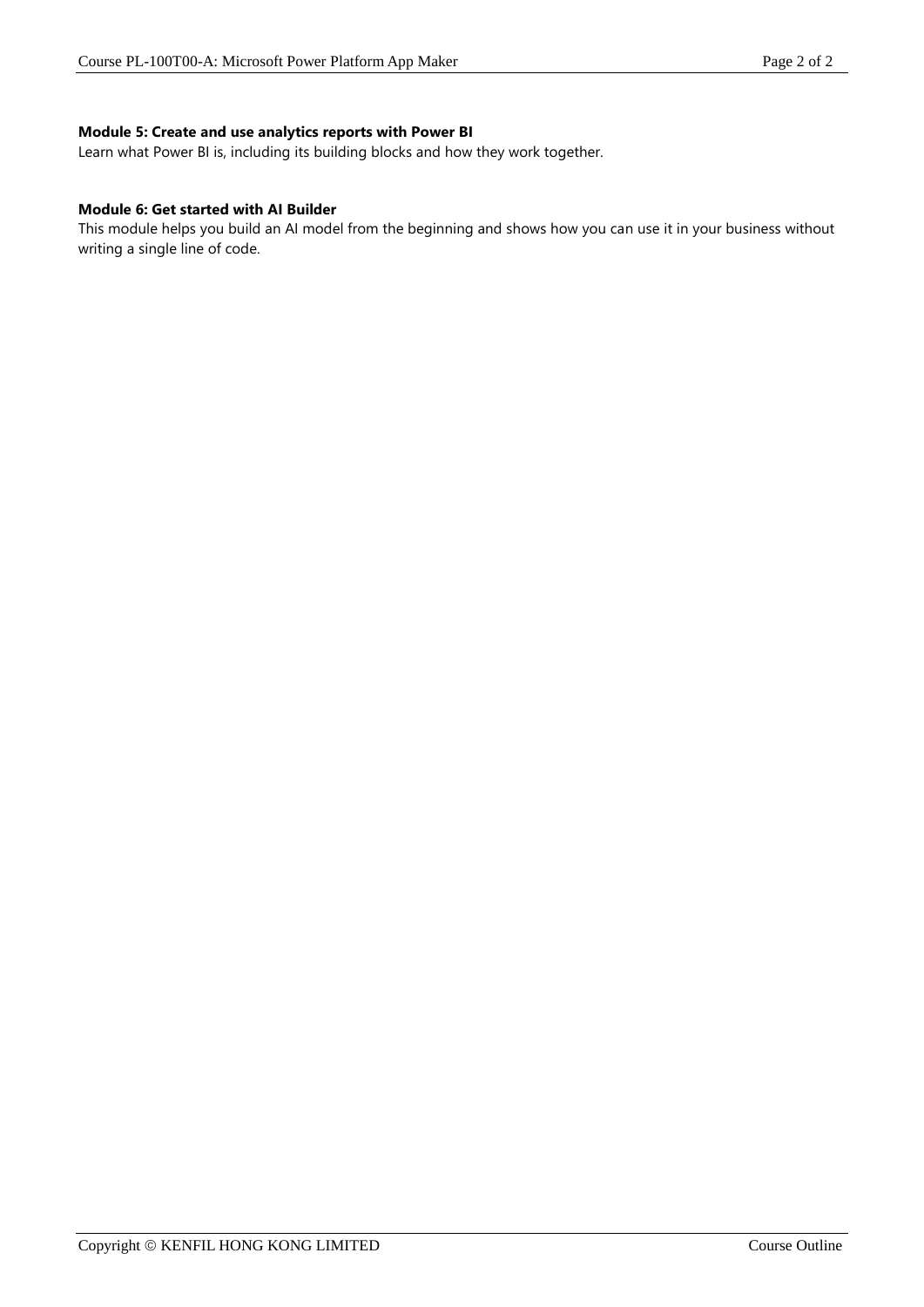**Module 5: Create and use analytics reports with Power BI**

Learn what Power BI is, including its building blocks and how they work together.

**Module 6: Get started with AI Builder**

This module helps you build an AI model from the beginning and shows how you can use it in your business without writing a single line of code.